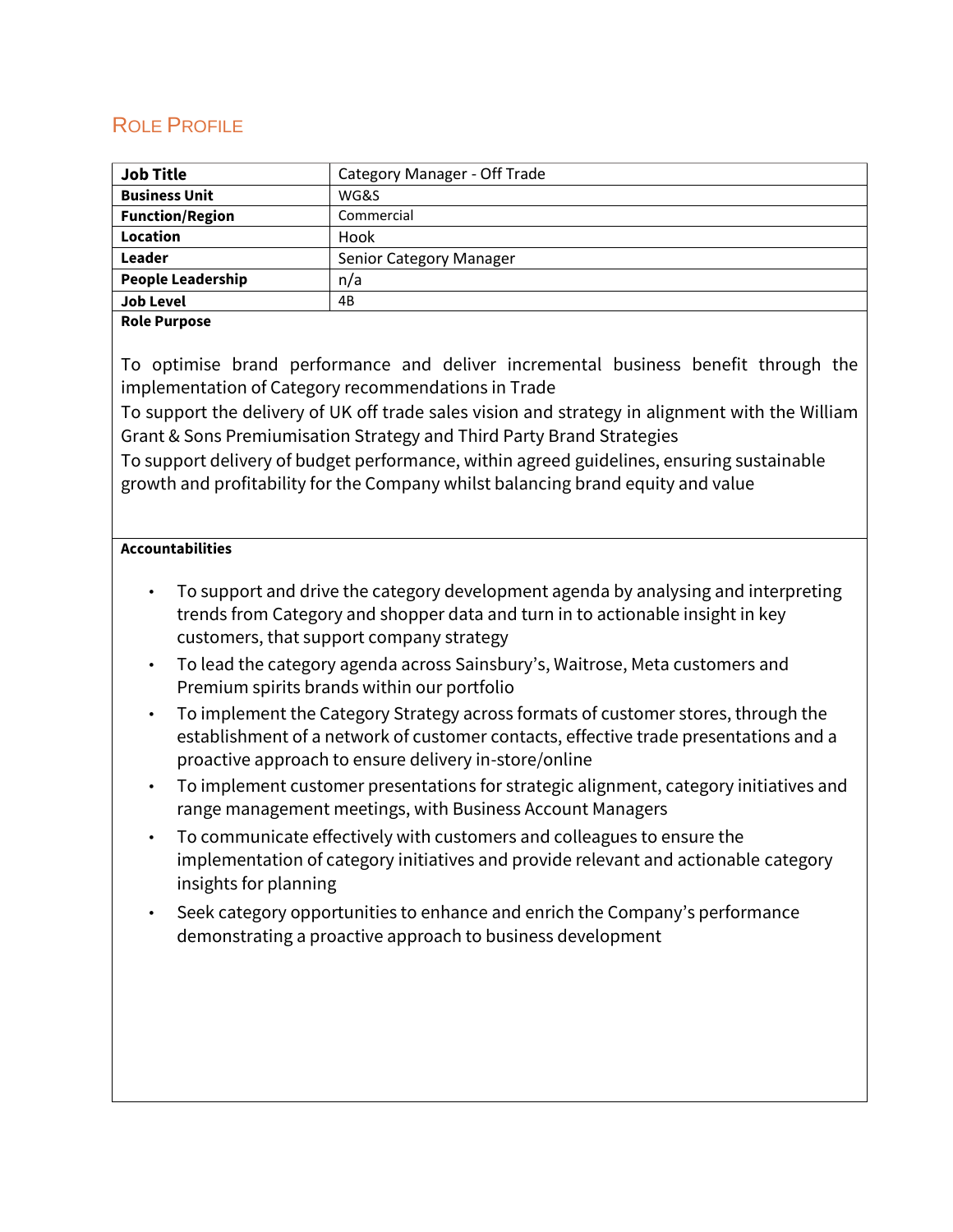# Role Profile

| **Job Title** | Category Manager - Off Trade |
|---|---|
| **Business Unit** | WG&S |
| **Function/Region** | Commercial |
| **Location** | Hook |
| **Leader** | Senior Category Manager |
| **People Leadership** | n/a |
| **Job Level** | 4B |

**Role Purpose**

To optimise brand performance and deliver incremental business benefit through the implementation of Category recommendations in Trade

To support the delivery of UK off trade sales vision and strategy in alignment with the William Grant & Sons Premiumisation Strategy and Third Party Brand Strategies

To support delivery of budget performance, within agreed guidelines, ensuring sustainable growth and profitability for the Company whilst balancing brand equity and value

**Accountabilities**

- To support and drive the category development agenda by analysing and interpreting trends from Category and shopper data and turn in to actionable insight in key customers, that support company strategy
- To lead the category agenda across Sainsbury's, Waitrose, Meta customers and Premium spirits brands within our portfolio
- To implement the Category Strategy across formats of customer stores, through the establishment of a network of customer contacts, effective trade presentations and a proactive approach to ensure delivery in-store/online
- To implement customer presentations for strategic alignment, category initiatives and range management meetings, with Business Account Managers
- To communicate effectively with customers and colleagues to ensure the implementation of category initiatives and provide relevant and actionable category insights for planning
- Seek category opportunities to enhance and enrich the Company's performance demonstrating a proactive approach to business development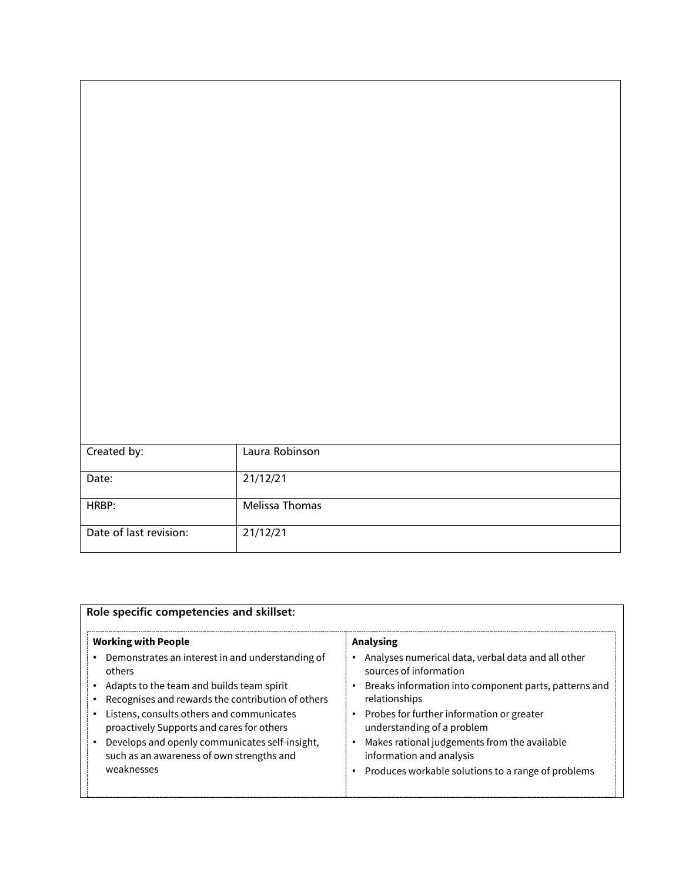| Created by: | Laura Robinson |
| --- | --- |
| Date: | 21/12/21 |
| HRBP: | Melissa Thomas |
| Date of last revision: | 21/12/21 |

**Role specific competencies and skillset:**

**Working with People**

- Demonstrates an interest in and understanding of others
- Adapts to the team and builds team spirit
- Recognises and rewards the contribution of others
- Listens, consults others and communicates proactively Supports and cares for others
- Develops and openly communicates self-insight, such as an awareness of own strengths and weaknesses

**Analysing**

- Analyses numerical data, verbal data and all other sources of information
- Breaks information into component parts, patterns and relationships
- Probes for further information or greater understanding of a problem
- Makes rational judgements from the available information and analysis
- Produces workable solutions to a range of problems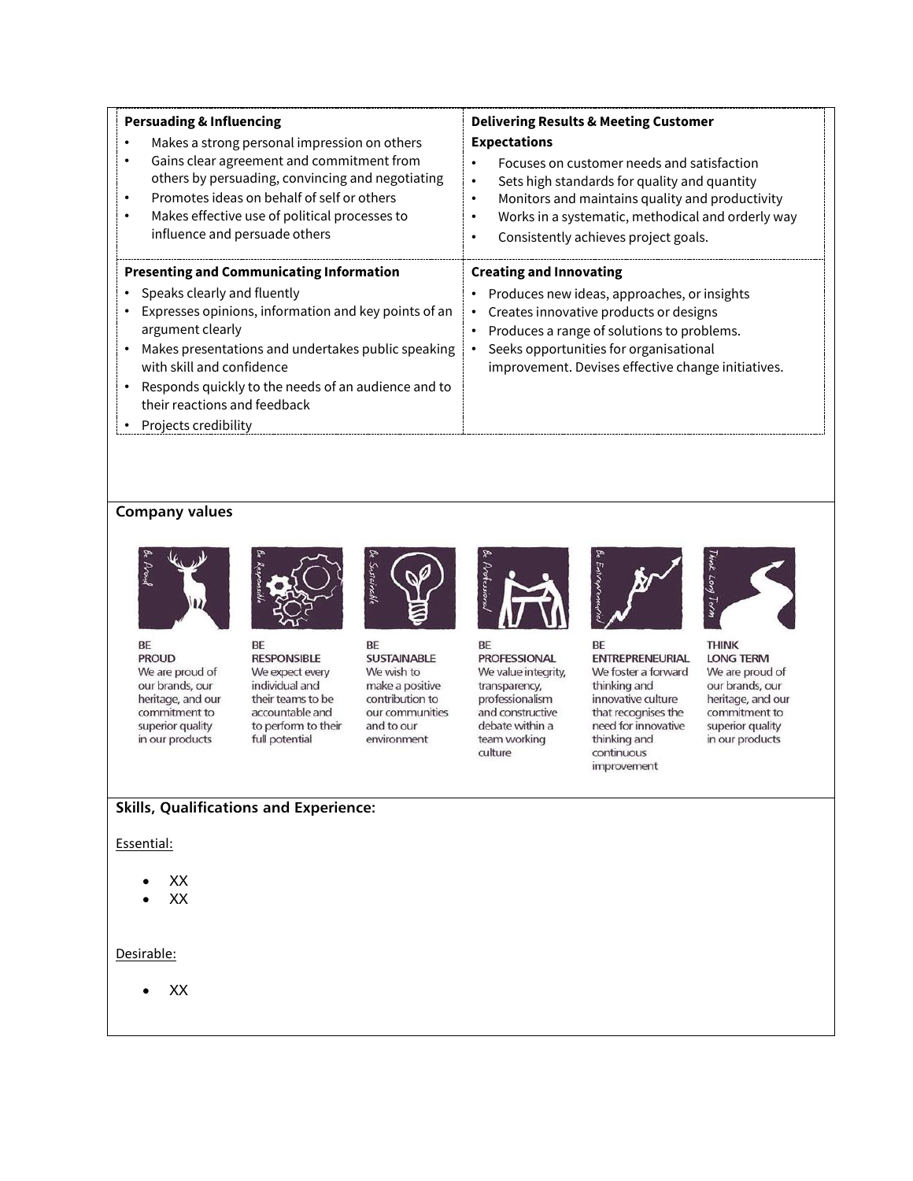| | |
|---|---|
| **Persuading & Influencing**<br>• Makes a strong personal impression on others<br>• Gains clear agreement and commitment from others by persuading, convincing and negotiating<br>• Promotes ideas on behalf of self or others<br>• Makes effective use of political processes to influence and persuade others | **Delivering Results & Meeting Customer Expectations**<br>• Focuses on customer needs and satisfaction<br>• Sets high standards for quality and quantity<br>• Monitors and maintains quality and productivity<br>• Works in a systematic, methodical and orderly way<br>• Consistently achieves project goals. |
| **Presenting and Communicating Information**<br>• Speaks clearly and fluently<br>• Expresses opinions, information and key points of an argument clearly<br>• Makes presentations and undertakes public speaking with skill and confidence<br>• Responds quickly to the needs of an audience and to their reactions and feedback<br>• Projects credibility | **Creating and Innovating**<br>• Produces new ideas, approaches, or insights<br>• Creates innovative products or designs<br>• Produces a range of solutions to problems.<br>• Seeks opportunities for organisational improvement. Devises effective change initiatives. |

**Company values**

BE PROUD
We are proud of our brands, our heritage, and our commitment to superior quality in our products

BE RESPONSIBLE
We expect every individual and their teams to be accountable and to perform to their full potential

BE SUSTAINABLE
We wish to make a positive contribution to our communities and to our environment

BE PROFESSIONAL
We value integrity, transparency, professionalism and constructive debate within a team working culture

BE ENTREPRENEURIAL
We foster a forward thinking and innovative culture that recognises the need for innovative thinking and continuous improvement

THINK LONG TERM
We are proud of our brands, our heritage, and our commitment to superior quality in our products

**Skills, Qualifications and Experience:**

Essential:

- XX
- XX

Desirable:

- XX